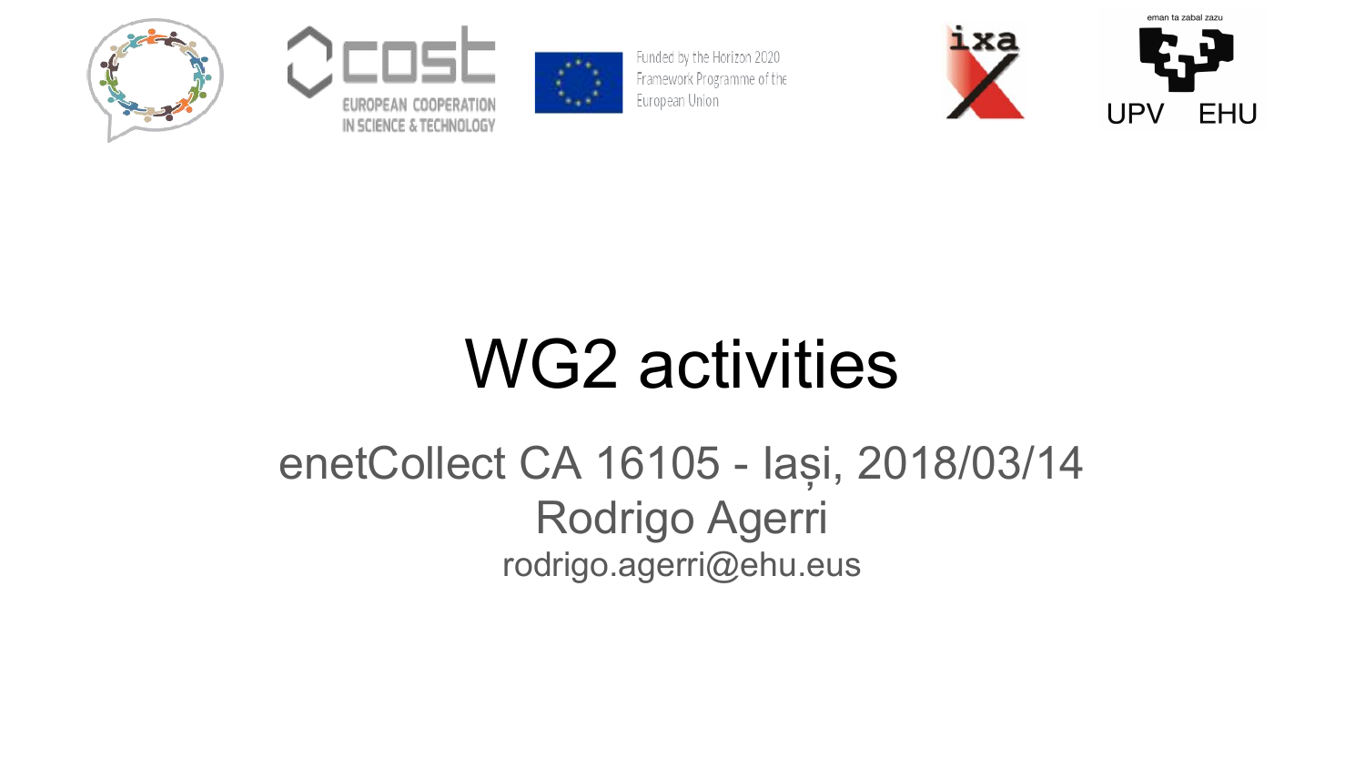# WG2 activities

enetCollect CA 16105 - Iași, 2018/03/14

Rodrigo Agerri

rodrigo.agerri@ehu.eus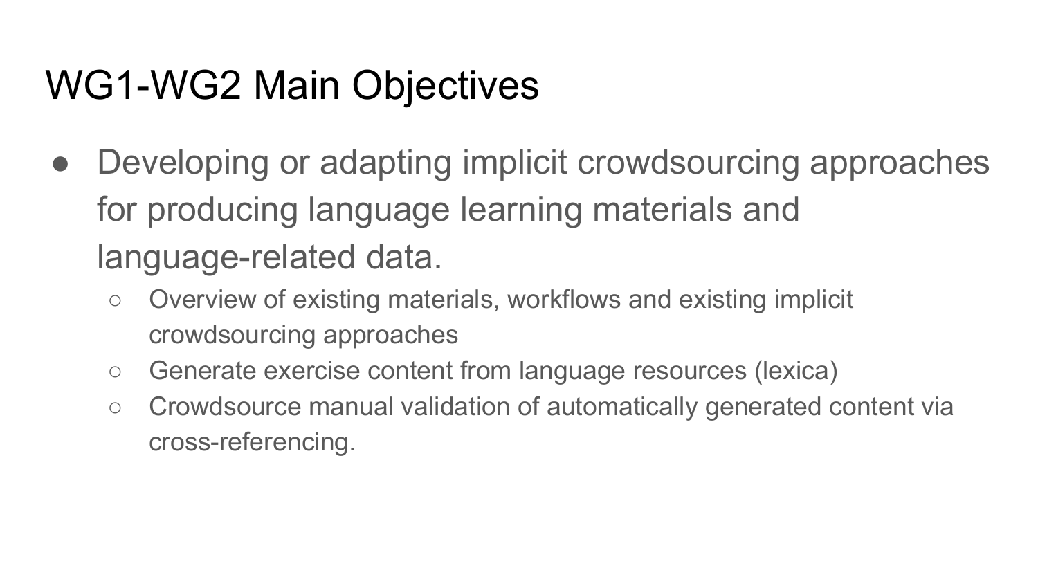# WG1-WG2 Main Objectives

- Developing or adapting implicit crowdsourcing approaches for producing language learning materials and language-related data.
  - Overview of existing materials, workflows and existing implicit crowdsourcing approaches
  - Generate exercise content from language resources (lexica)
  - Crowdsource manual validation of automatically generated content via cross-referencing.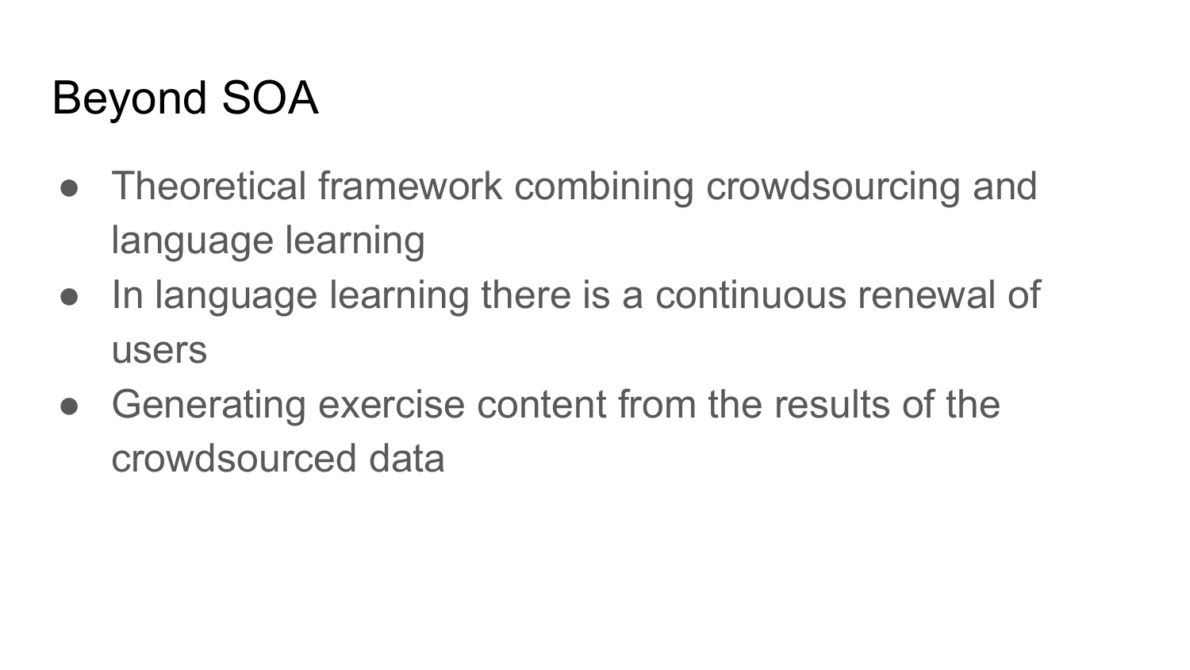# Beyond SOA

- Theoretical framework combining crowdsourcing and language learning
- In language learning there is a continuous renewal of users
- Generating exercise content from the results of the crowdsourced data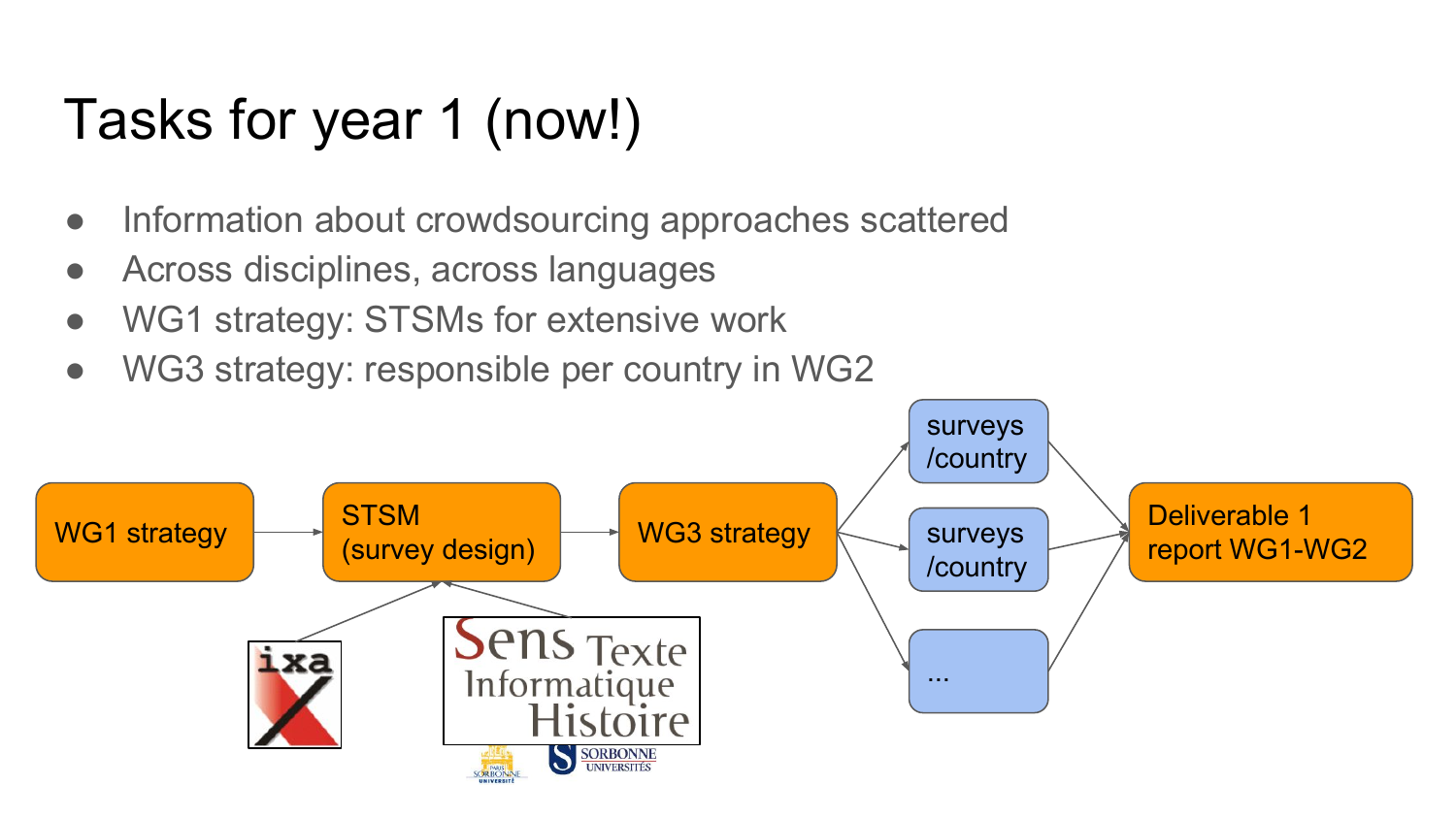# Tasks for year 1 (now!)

- Information about crowdsourcing approaches scattered
- Across disciplines, across languages
- WG1 strategy: STSMs for extensive work
- WG3 strategy: responsible per country in WG2

WG1 strategy → STSM (survey design) → WG3 strategy → surveys /country, surveys /country, ... → Deliverable 1 report WG1-WG2

ixa

Sens Texte Informatique Histoire

SORBONNE UNIVERSITÉS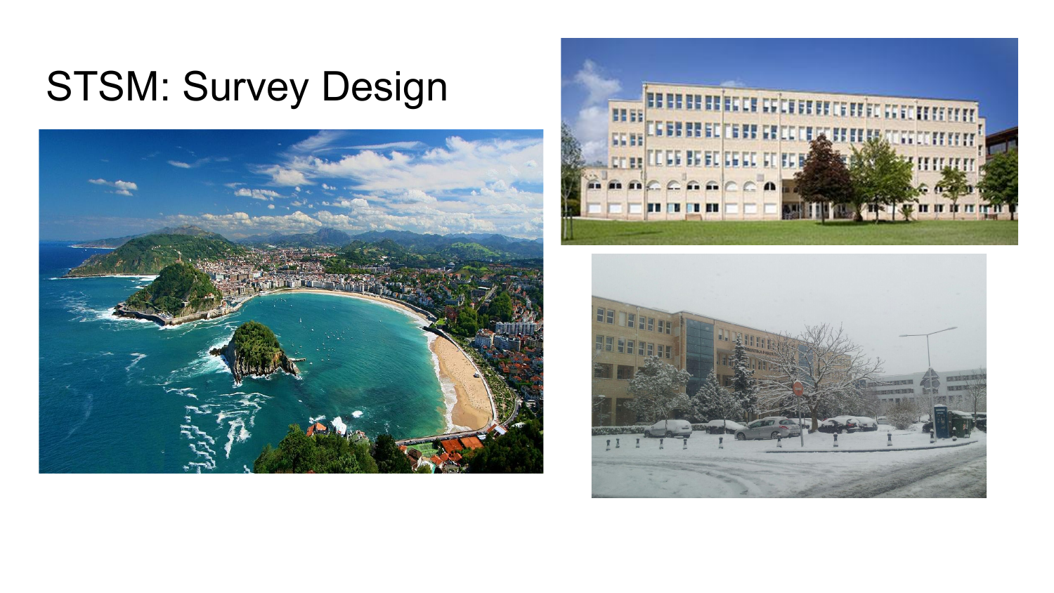# STSM: Survey Design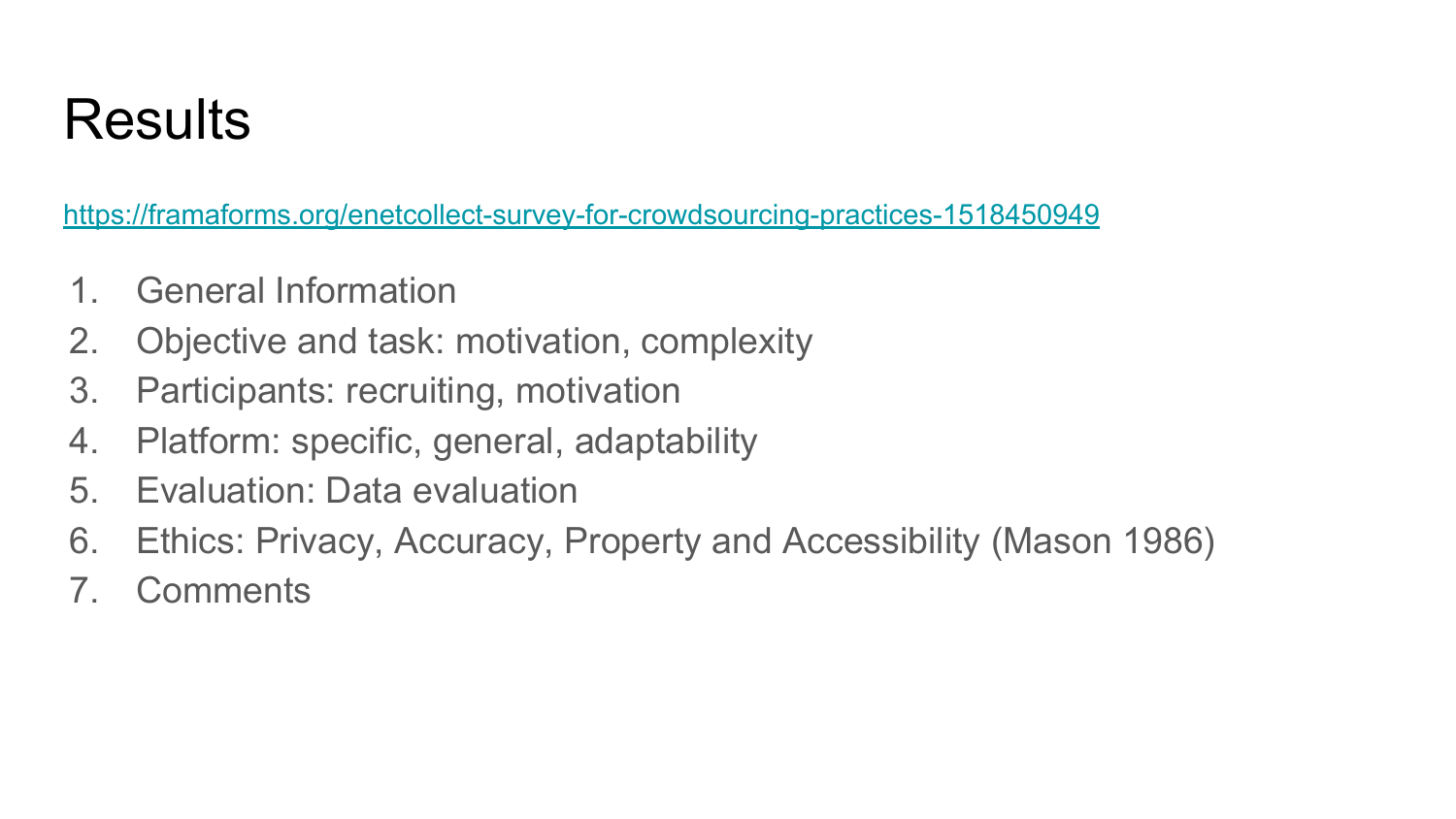# Results

https://framaforms.org/enetcollect-survey-for-crowdsourcing-practices-1518450949

1. General Information
2. Objective and task: motivation, complexity
3. Participants: recruiting, motivation
4. Platform: specific, general, adaptability
5. Evaluation: Data evaluation
6. Ethics: Privacy, Accuracy, Property and Accessibility (Mason 1986)
7. Comments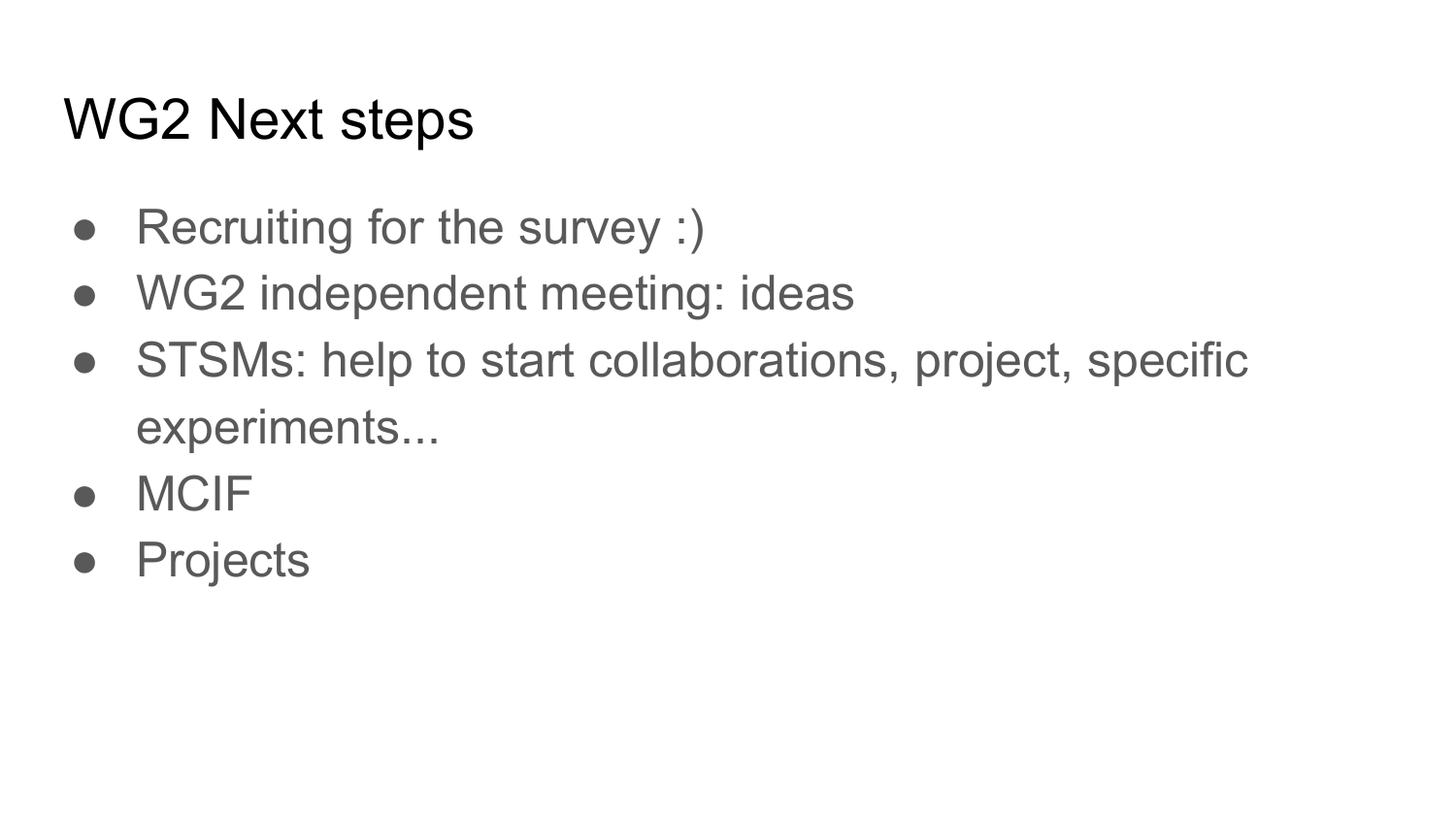# WG2 Next steps

- Recruiting for the survey :)
- WG2 independent meeting: ideas
- STSMs: help to start collaborations, project, specific experiments...
- MCIF
- Projects